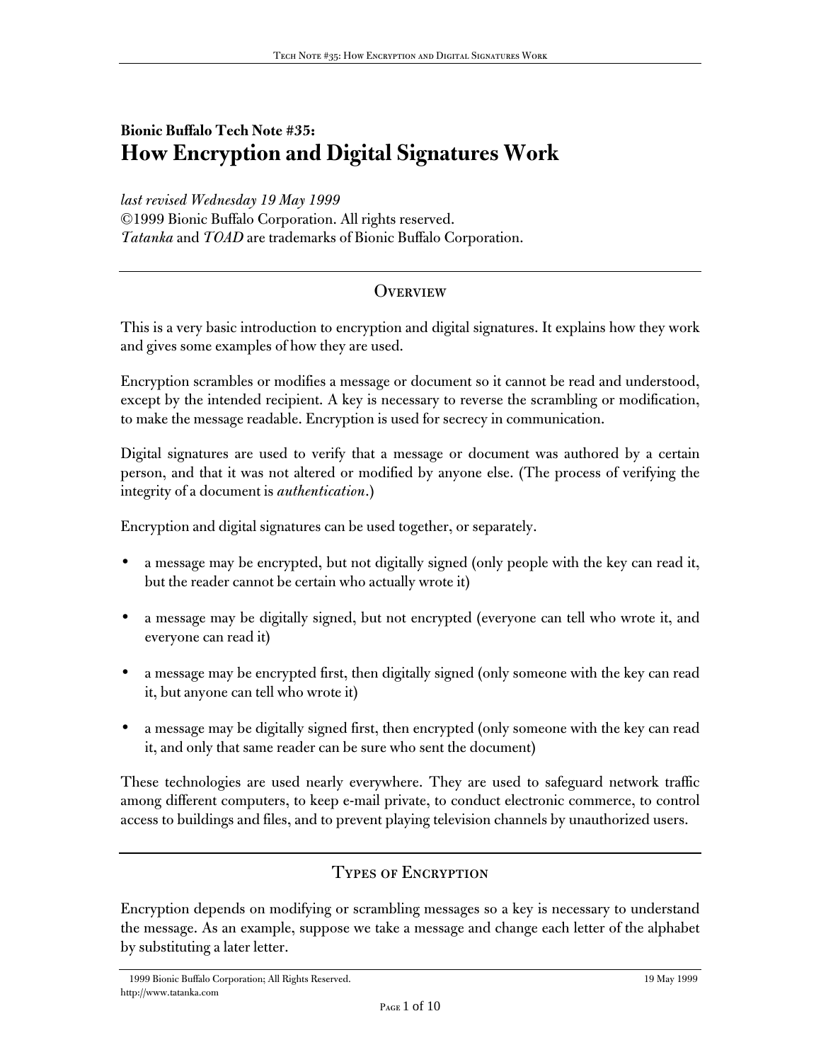**Bionic Buffalo Tech Note #35:**

# How Encryption and Digital Signatures Work

*last revised Wednesday 19 May 1999*
©1999 Bionic Buffalo Corporation. All rights reserved.
*Tatanka* and *TOAD* are trademarks of Bionic Buffalo Corporation.

## Overview

This is a very basic introduction to encryption and digital signatures. It explains how they work and gives some examples of how they are used.

Encryption scrambles or modifies a message or document so it cannot be read and understood, except by the intended recipient. A key is necessary to reverse the scrambling or modification, to make the message readable. Encryption is used for secrecy in communication.

Digital signatures are used to verify that a message or document was authored by a certain person, and that it was not altered or modified by anyone else. (The process of verifying the integrity of a document is *authentication*.)

Encryption and digital signatures can be used together, or separately.

- a message may be encrypted, but not digitally signed (only people with the key can read it, but the reader cannot be certain who actually wrote it)
- a message may be digitally signed, but not encrypted (everyone can tell who wrote it, and everyone can read it)
- a message may be encrypted first, then digitally signed (only someone with the key can read it, but anyone can tell who wrote it)
- a message may be digitally signed first, then encrypted (only someone with the key can read it, and only that same reader can be sure who sent the document)

These technologies are used nearly everywhere. They are used to safeguard network traffic among different computers, to keep e-mail private, to conduct electronic commerce, to control access to buildings and files, and to prevent playing television channels by unauthorized users.

## Types of Encryption

Encryption depends on modifying or scrambling messages so a key is necessary to understand the message. As an example, suppose we take a message and change each letter of the alphabet by substituting a later letter.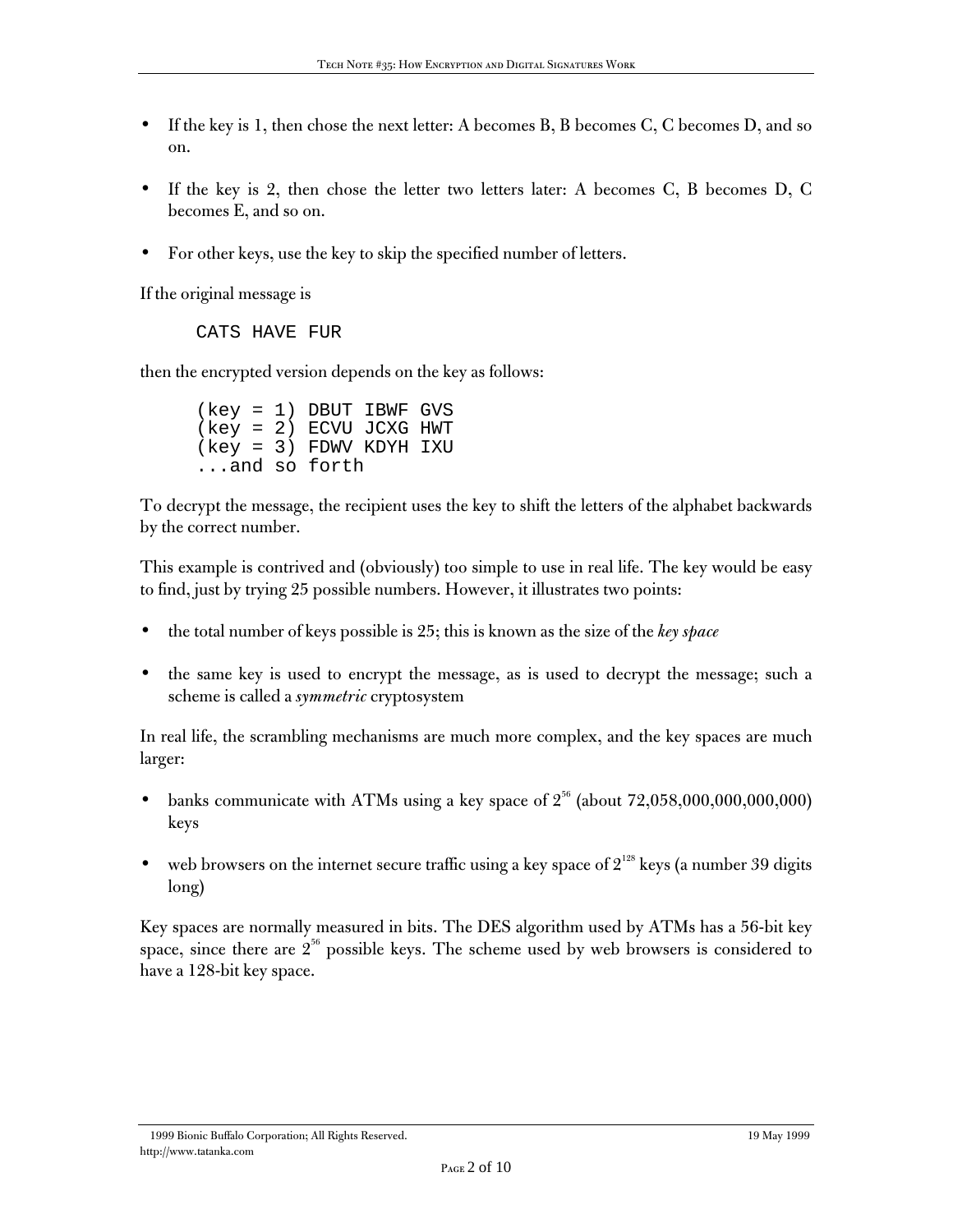- If the key is 1, then chose the next letter: A becomes B, B becomes C, C becomes D, and so on.

- If the key is 2, then chose the letter two letters later: A becomes C, B becomes D, C becomes E, and so on.

- For other keys, use the key to skip the specified number of letters.

If the original message is

```
CATS HAVE FUR
```

then the encrypted version depends on the key as follows:

```
(key = 1) DBUT IBWF GVS
(key = 2) ECVU JCXG HWT
(key = 3) FDWV KDYH IXU
...and so forth
```

To decrypt the message, the recipient uses the key to shift the letters of the alphabet backwards by the correct number.

This example is contrived and (obviously) too simple to use in real life. The key would be easy to find, just by trying 25 possible numbers. However, it illustrates two points:

- the total number of keys possible is 25; this is known as the size of the *key space*

- the same key is used to encrypt the message, as is used to decrypt the message; such a scheme is called a *symmetric* cryptosystem

In real life, the scrambling mechanisms are much more complex, and the key spaces are much larger:

- banks communicate with ATMs using a key space of $2^{56}$ (about 72,058,000,000,000,000) keys

- web browsers on the internet secure traffic using a key space of $2^{128}$ keys (a number 39 digits long)

Key spaces are normally measured in bits. The DES algorithm used by ATMs has a 56-bit key space, since there are $2^{56}$ possible keys. The scheme used by web browsers is considered to have a 128-bit key space.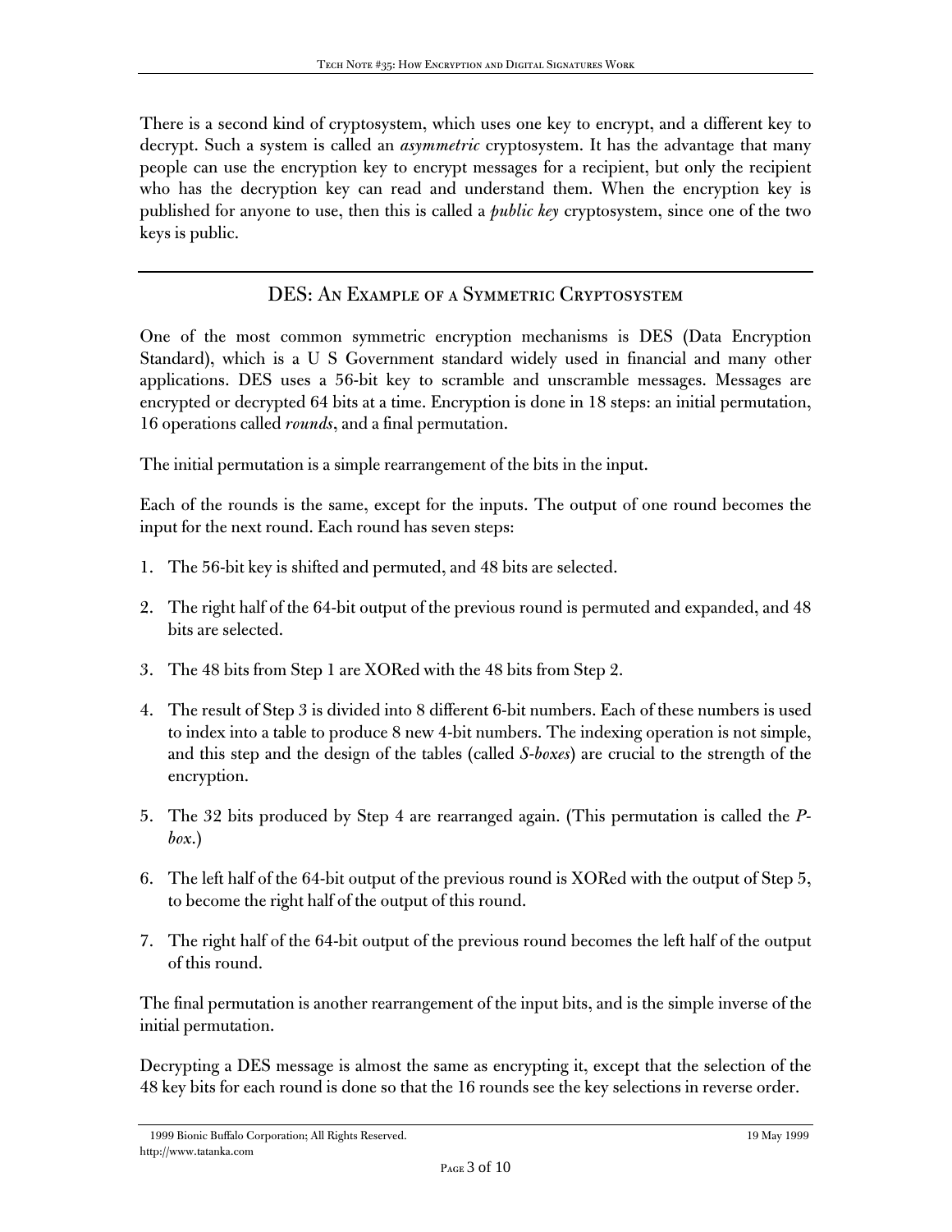There is a second kind of cryptosystem, which uses one key to encrypt, and a different key to decrypt. Such a system is called an *asymmetric* cryptosystem. It has the advantage that many people can use the encryption key to encrypt messages for a recipient, but only the recipient who has the decryption key can read and understand them. When the encryption key is published for anyone to use, then this is called a *public key* cryptosystem, since one of the two keys is public.

## DES: An Example of a Symmetric Cryptosystem

One of the most common symmetric encryption mechanisms is DES (Data Encryption Standard), which is a U S Government standard widely used in financial and many other applications. DES uses a 56-bit key to scramble and unscramble messages. Messages are encrypted or decrypted 64 bits at a time. Encryption is done in 18 steps: an initial permutation, 16 operations called *rounds*, and a final permutation.

The initial permutation is a simple rearrangement of the bits in the input.

Each of the rounds is the same, except for the inputs. The output of one round becomes the input for the next round. Each round has seven steps:

1. The 56-bit key is shifted and permuted, and 48 bits are selected.
2. The right half of the 64-bit output of the previous round is permuted and expanded, and 48 bits are selected.
3. The 48 bits from Step 1 are XORed with the 48 bits from Step 2.
4. The result of Step 3 is divided into 8 different 6-bit numbers. Each of these numbers is used to index into a table to produce 8 new 4-bit numbers. The indexing operation is not simple, and this step and the design of the tables (called *S-boxes*) are crucial to the strength of the encryption.
5. The 32 bits produced by Step 4 are rearranged again. (This permutation is called the *P-box*.)
6. The left half of the 64-bit output of the previous round is XORed with the output of Step 5, to become the right half of the output of this round.
7. The right half of the 64-bit output of the previous round becomes the left half of the output of this round.

The final permutation is another rearrangement of the input bits, and is the simple inverse of the initial permutation.

Decrypting a DES message is almost the same as encrypting it, except that the selection of the 48 key bits for each round is done so that the 16 rounds see the key selections in reverse order.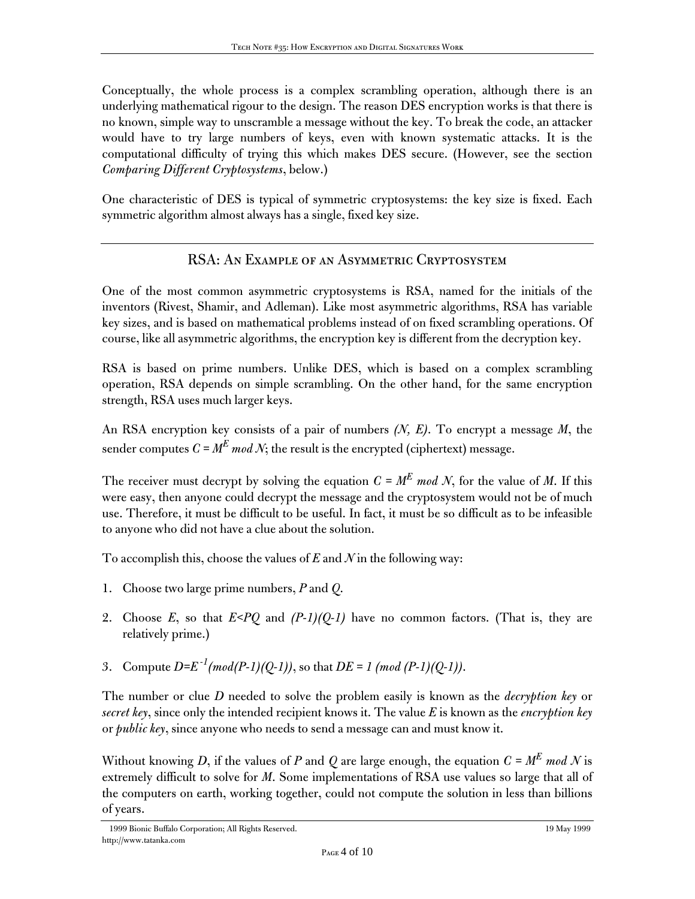Conceptually, the whole process is a complex scrambling operation, although there is an underlying mathematical rigour to the design. The reason DES encryption works is that there is no known, simple way to unscramble a message without the key. To break the code, an attacker would have to try large numbers of keys, even with known systematic attacks. It is the computational difficulty of trying this which makes DES secure. (However, see the section *Comparing Different Cryptosystems*, below.)

One characteristic of DES is typical of symmetric cryptosystems: the key size is fixed. Each symmetric algorithm almost always has a single, fixed key size.

## RSA: An Example of an Asymmetric Cryptosystem

One of the most common asymmetric cryptosystems is RSA, named for the initials of the inventors (Rivest, Shamir, and Adleman). Like most asymmetric algorithms, RSA has variable key sizes, and is based on mathematical problems instead of on fixed scrambling operations. Of course, like all asymmetric algorithms, the encryption key is different from the decryption key.

RSA is based on prime numbers. Unlike DES, which is based on a complex scrambling operation, RSA depends on simple scrambling. On the other hand, for the same encryption strength, RSA uses much larger keys.

An RSA encryption key consists of a pair of numbers $(N, E)$. To encrypt a message $M$, the sender computes $C = M^E \bmod N$; the result is the encrypted (ciphertext) message.

The receiver must decrypt by solving the equation $C = M^E \bmod N$, for the value of $M$. If this were easy, then anyone could decrypt the message and the cryptosystem would not be of much use. Therefore, it must be difficult to be useful. In fact, it must be so difficult as to be infeasible to anyone who did not have a clue about the solution.

To accomplish this, choose the values of $E$ and $N$ in the following way:

1. Choose two large prime numbers, $P$ and $Q$.
2. Choose $E$, so that $E<PQ$ and $(P-1)(Q-1)$ have no common factors. (That is, they are relatively prime.)
3. Compute $D=E^{-1}(\bmod (P-1)(Q-1))$, so that $DE = 1 \ (\bmod\ (P-1)(Q-1))$.

The number or clue $D$ needed to solve the problem easily is known as the *decryption key* or *secret key*, since only the intended recipient knows it. The value $E$ is known as the *encryption key* or *public key*, since anyone who needs to send a message can and must know it.

Without knowing $D$, if the values of $P$ and $Q$ are large enough, the equation $C = M^E \bmod N$ is extremely difficult to solve for $M$. Some implementations of RSA use values so large that all of the computers on earth, working together, could not compute the solution in less than billions of years.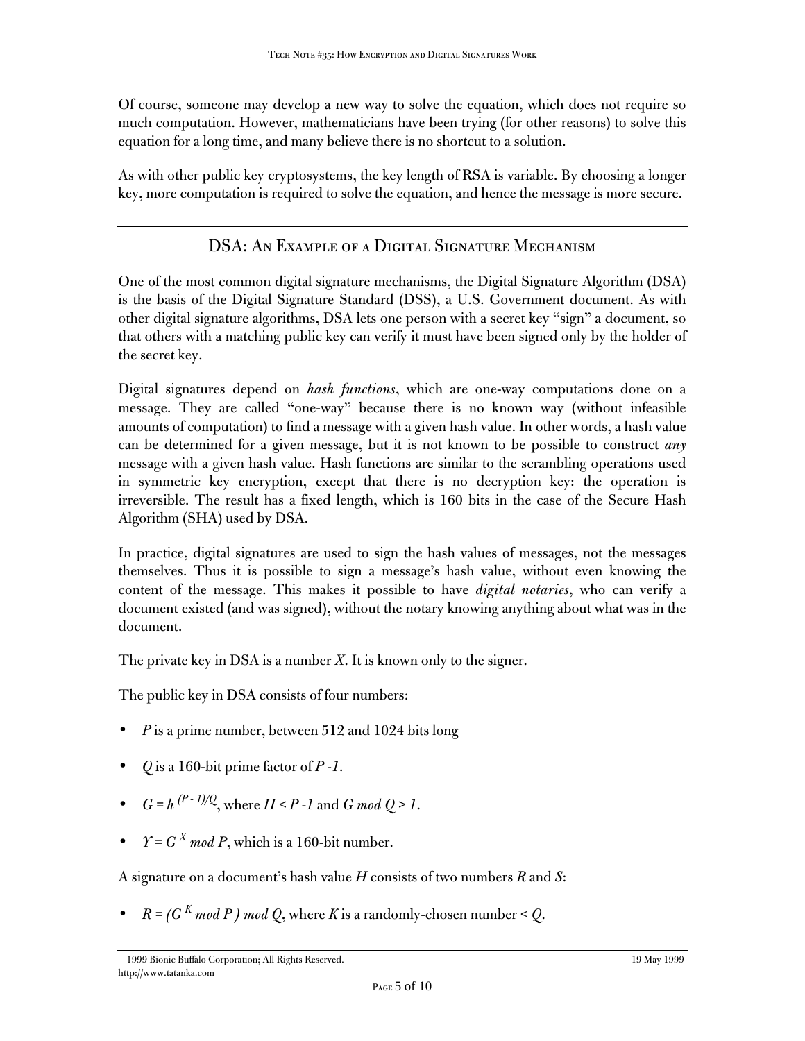Of course, someone may develop a new way to solve the equation, which does not require so much computation. However, mathematicians have been trying (for other reasons) to solve this equation for a long time, and many believe there is no shortcut to a solution.

As with other public key cryptosystems, the key length of RSA is variable. By choosing a longer key, more computation is required to solve the equation, and hence the message is more secure.

## DSA: An Example of a Digital Signature Mechanism

One of the most common digital signature mechanisms, the Digital Signature Algorithm (DSA) is the basis of the Digital Signature Standard (DSS), a U.S. Government document. As with other digital signature algorithms, DSA lets one person with a secret key "sign" a document, so that others with a matching public key can verify it must have been signed only by the holder of the secret key.

Digital signatures depend on *hash functions*, which are one-way computations done on a message. They are called "one-way" because there is no known way (without infeasible amounts of computation) to find a message with a given hash value. In other words, a hash value can be determined for a given message, but it is not known to be possible to construct *any* message with a given hash value. Hash functions are similar to the scrambling operations used in symmetric key encryption, except that there is no decryption key: the operation is irreversible. The result has a fixed length, which is 160 bits in the case of the Secure Hash Algorithm (SHA) used by DSA.

In practice, digital signatures are used to sign the hash values of messages, not the messages themselves. Thus it is possible to sign a message's hash value, without even knowing the content of the message. This makes it possible to have *digital notaries*, who can verify a document existed (and was signed), without the notary knowing anything about what was in the document.

The private key in DSA is a number $X$. It is known only to the signer.

The public key in DSA consists of four numbers:

- $P$ is a prime number, between 512 and 1024 bits long
- $Q$ is a 160-bit prime factor of $P -1$.
- $G = h^{(P - 1)/Q}$, where $H < P -1$ and $G \bmod Q > 1$.
- $Y = G^X \bmod P$, which is a 160-bit number.

A signature on a document's hash value $H$ consists of two numbers $R$ and $S$:

- $R = (G^K \bmod P) \bmod Q$, where $K$ is a randomly-chosen number $< Q$.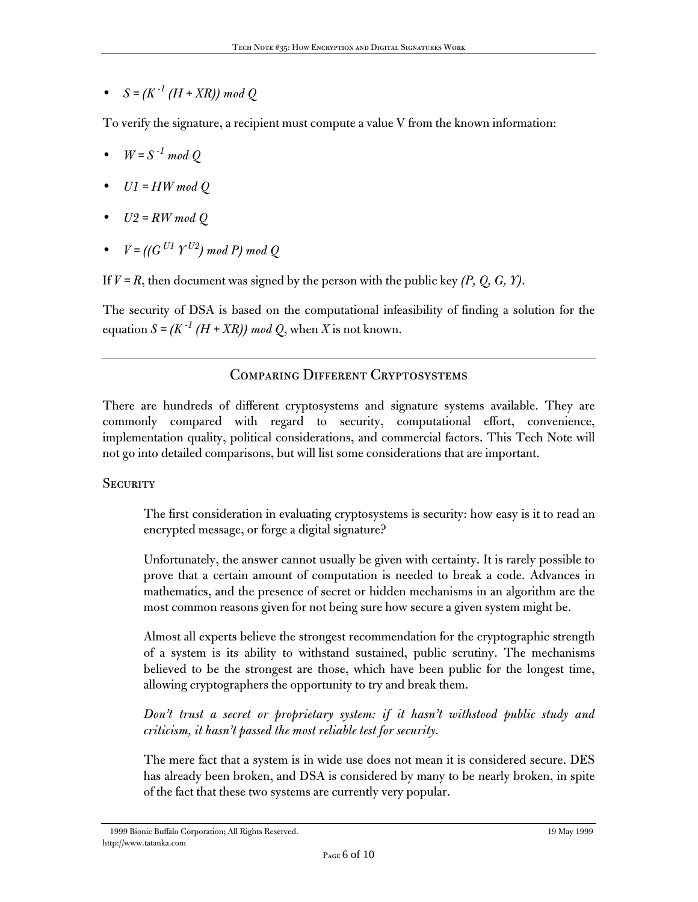- $S = (K^{-1} (H + XR)) \bmod Q$

To verify the signature, a recipient must compute a value V from the known information:

- $W = S^{-1} \bmod Q$
- $U1 = HW \bmod Q$
- $U2 = RW \bmod Q$
- $V = ((G^{U1} Y^{U2}) \bmod P) \bmod Q$

If $V = R$, then document was signed by the person with the public key *(P, Q, G, Y)*.

The security of DSA is based on the computational infeasibility of finding a solution for the equation $S = (K^{-1} (H + XR)) \bmod Q$, when $X$ is not known.

## Comparing Different Cryptosystems

There are hundreds of different cryptosystems and signature systems available. They are commonly compared with regard to security, computational effort, convenience, implementation quality, political considerations, and commercial factors. This Tech Note will not go into detailed comparisons, but will list some considerations that are important.

### Security

The first consideration in evaluating cryptosystems is security: how easy is it to read an encrypted message, or forge a digital signature?

Unfortunately, the answer cannot usually be given with certainty. It is rarely possible to prove that a certain amount of computation is needed to break a code. Advances in mathematics, and the presence of secret or hidden mechanisms in an algorithm are the most common reasons given for not being sure how secure a given system might be.

Almost all experts believe the strongest recommendation for the cryptographic strength of a system is its ability to withstand sustained, public scrutiny. The mechanisms believed to be the strongest are those, which have been public for the longest time, allowing cryptographers the opportunity to try and break them.

*Don't trust a secret or proprietary system: if it hasn't withstood public study and criticism, it hasn't passed the most reliable test for security.*

The mere fact that a system is in wide use does not mean it is considered secure. DES has already been broken, and DSA is considered by many to be nearly broken, in spite of the fact that these two systems are currently very popular.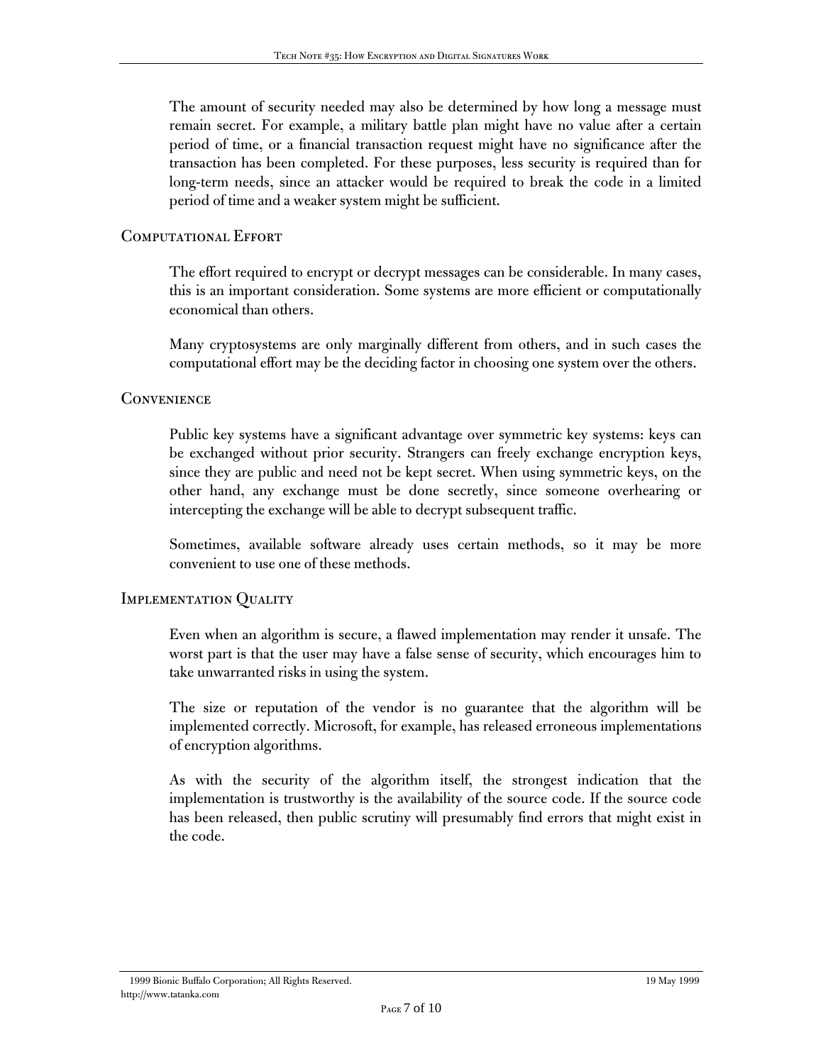The amount of security needed may also be determined by how long a message must remain secret. For example, a military battle plan might have no value after a certain period of time, or a financial transaction request might have no significance after the transaction has been completed. For these purposes, less security is required than for long-term needs, since an attacker would be required to break the code in a limited period of time and a weaker system might be sufficient.

### Computational Effort

The effort required to encrypt or decrypt messages can be considerable. In many cases, this is an important consideration. Some systems are more efficient or computationally economical than others.

Many cryptosystems are only marginally different from others, and in such cases the computational effort may be the deciding factor in choosing one system over the others.

### Convenience

Public key systems have a significant advantage over symmetric key systems: keys can be exchanged without prior security. Strangers can freely exchange encryption keys, since they are public and need not be kept secret. When using symmetric keys, on the other hand, any exchange must be done secretly, since someone overhearing or intercepting the exchange will be able to decrypt subsequent traffic.

Sometimes, available software already uses certain methods, so it may be more convenient to use one of these methods.

### Implementation Quality

Even when an algorithm is secure, a flawed implementation may render it unsafe. The worst part is that the user may have a false sense of security, which encourages him to take unwarranted risks in using the system.

The size or reputation of the vendor is no guarantee that the algorithm will be implemented correctly. Microsoft, for example, has released erroneous implementations of encryption algorithms.

As with the security of the algorithm itself, the strongest indication that the implementation is trustworthy is the availability of the source code. If the source code has been released, then public scrutiny will presumably find errors that might exist in the code.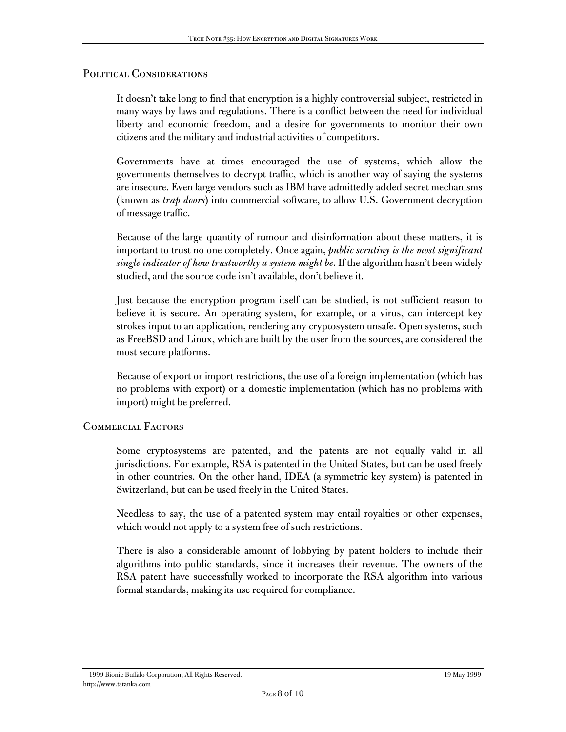## Political Considerations

It doesn't take long to find that encryption is a highly controversial subject, restricted in many ways by laws and regulations. There is a conflict between the need for individual liberty and economic freedom, and a desire for governments to monitor their own citizens and the military and industrial activities of competitors.

Governments have at times encouraged the use of systems, which allow the governments themselves to decrypt traffic, which is another way of saying the systems are insecure. Even large vendors such as IBM have admittedly added secret mechanisms (known as *trap doors*) into commercial software, to allow U.S. Government decryption of message traffic.

Because of the large quantity of rumour and disinformation about these matters, it is important to trust no one completely. Once again, *public scrutiny is the most significant single indicator of how trustworthy a system might be*. If the algorithm hasn't been widely studied, and the source code isn't available, don't believe it.

Just because the encryption program itself can be studied, is not sufficient reason to believe it is secure. An operating system, for example, or a virus, can intercept key strokes input to an application, rendering any cryptosystem unsafe. Open systems, such as FreeBSD and Linux, which are built by the user from the sources, are considered the most secure platforms.

Because of export or import restrictions, the use of a foreign implementation (which has no problems with export) or a domestic implementation (which has no problems with import) might be preferred.

## Commercial Factors

Some cryptosystems are patented, and the patents are not equally valid in all jurisdictions. For example, RSA is patented in the United States, but can be used freely in other countries. On the other hand, IDEA (a symmetric key system) is patented in Switzerland, but can be used freely in the United States.

Needless to say, the use of a patented system may entail royalties or other expenses, which would not apply to a system free of such restrictions.

There is also a considerable amount of lobbying by patent holders to include their algorithms into public standards, since it increases their revenue. The owners of the RSA patent have successfully worked to incorporate the RSA algorithm into various formal standards, making its use required for compliance.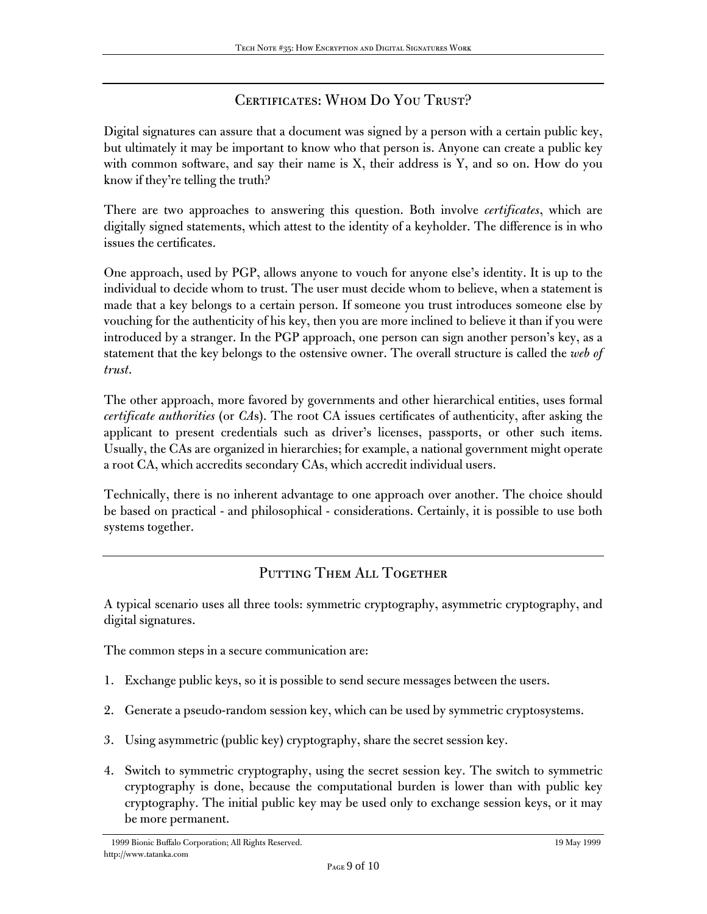## Certificates: Whom Do You Trust?

Digital signatures can assure that a document was signed by a person with a certain public key, but ultimately it may be important to know who that person is. Anyone can create a public key with common software, and say their name is X, their address is Y, and so on. How do you know if they're telling the truth?

There are two approaches to answering this question. Both involve *certificates*, which are digitally signed statements, which attest to the identity of a keyholder. The difference is in who issues the certificates.

One approach, used by PGP, allows anyone to vouch for anyone else's identity. It is up to the individual to decide whom to trust. The user must decide whom to believe, when a statement is made that a key belongs to a certain person. If someone you trust introduces someone else by vouching for the authenticity of his key, then you are more inclined to believe it than if you were introduced by a stranger. In the PGP approach, one person can sign another person's key, as a statement that the key belongs to the ostensive owner. The overall structure is called the *web of trust*.

The other approach, more favored by governments and other hierarchical entities, uses formal *certificate authorities* (or *CA*s). The root CA issues certificates of authenticity, after asking the applicant to present credentials such as driver's licenses, passports, or other such items. Usually, the CAs are organized in hierarchies; for example, a national government might operate a root CA, which accredits secondary CAs, which accredit individual users.

Technically, there is no inherent advantage to one approach over another. The choice should be based on practical - and philosophical - considerations. Certainly, it is possible to use both systems together.

## Putting Them All Together

A typical scenario uses all three tools: symmetric cryptography, asymmetric cryptography, and digital signatures.

The common steps in a secure communication are:

1. Exchange public keys, so it is possible to send secure messages between the users.

2. Generate a pseudo-random session key, which can be used by symmetric cryptosystems.

3. Using asymmetric (public key) cryptography, share the secret session key.

4. Switch to symmetric cryptography, using the secret session key. The switch to symmetric cryptography is done, because the computational burden is lower than with public key cryptography. The initial public key may be used only to exchange session keys, or it may be more permanent.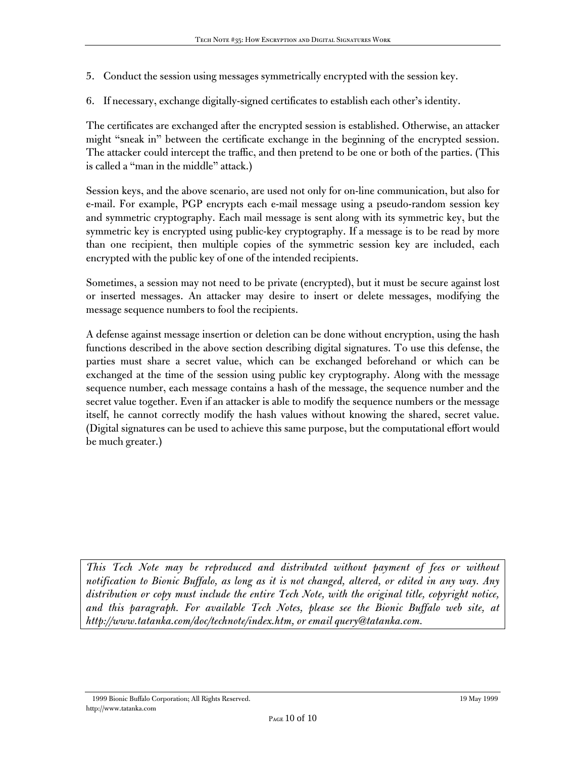5. Conduct the session using messages symmetrically encrypted with the session key.

6. If necessary, exchange digitally-signed certificates to establish each other's identity.

The certificates are exchanged after the encrypted session is established. Otherwise, an attacker might "sneak in" between the certificate exchange in the beginning of the encrypted session. The attacker could intercept the traffic, and then pretend to be one or both of the parties. (This is called a "man in the middle" attack.)

Session keys, and the above scenario, are used not only for on-line communication, but also for e-mail. For example, PGP encrypts each e-mail message using a pseudo-random session key and symmetric cryptography. Each mail message is sent along with its symmetric key, but the symmetric key is encrypted using public-key cryptography. If a message is to be read by more than one recipient, then multiple copies of the symmetric session key are included, each encrypted with the public key of one of the intended recipients.

Sometimes, a session may not need to be private (encrypted), but it must be secure against lost or inserted messages. An attacker may desire to insert or delete messages, modifying the message sequence numbers to fool the recipients.

A defense against message insertion or deletion can be done without encryption, using the hash functions described in the above section describing digital signatures. To use this defense, the parties must share a secret value, which can be exchanged beforehand or which can be exchanged at the time of the session using public key cryptography. Along with the message sequence number, each message contains a hash of the message, the sequence number and the secret value together. Even if an attacker is able to modify the sequence numbers or the message itself, he cannot correctly modify the hash values without knowing the shared, secret value. (Digital signatures can be used to achieve this same purpose, but the computational effort would be much greater.)

*This Tech Note may be reproduced and distributed without payment of fees or without notification to Bionic Buffalo, as long as it is not changed, altered, or edited in any way. Any distribution or copy must include the entire Tech Note, with the original title, copyright notice, and this paragraph. For available Tech Notes, please see the Bionic Buffalo web site, at http://www.tatanka.com/doc/technote/index.htm, or email query@tatanka.com.*